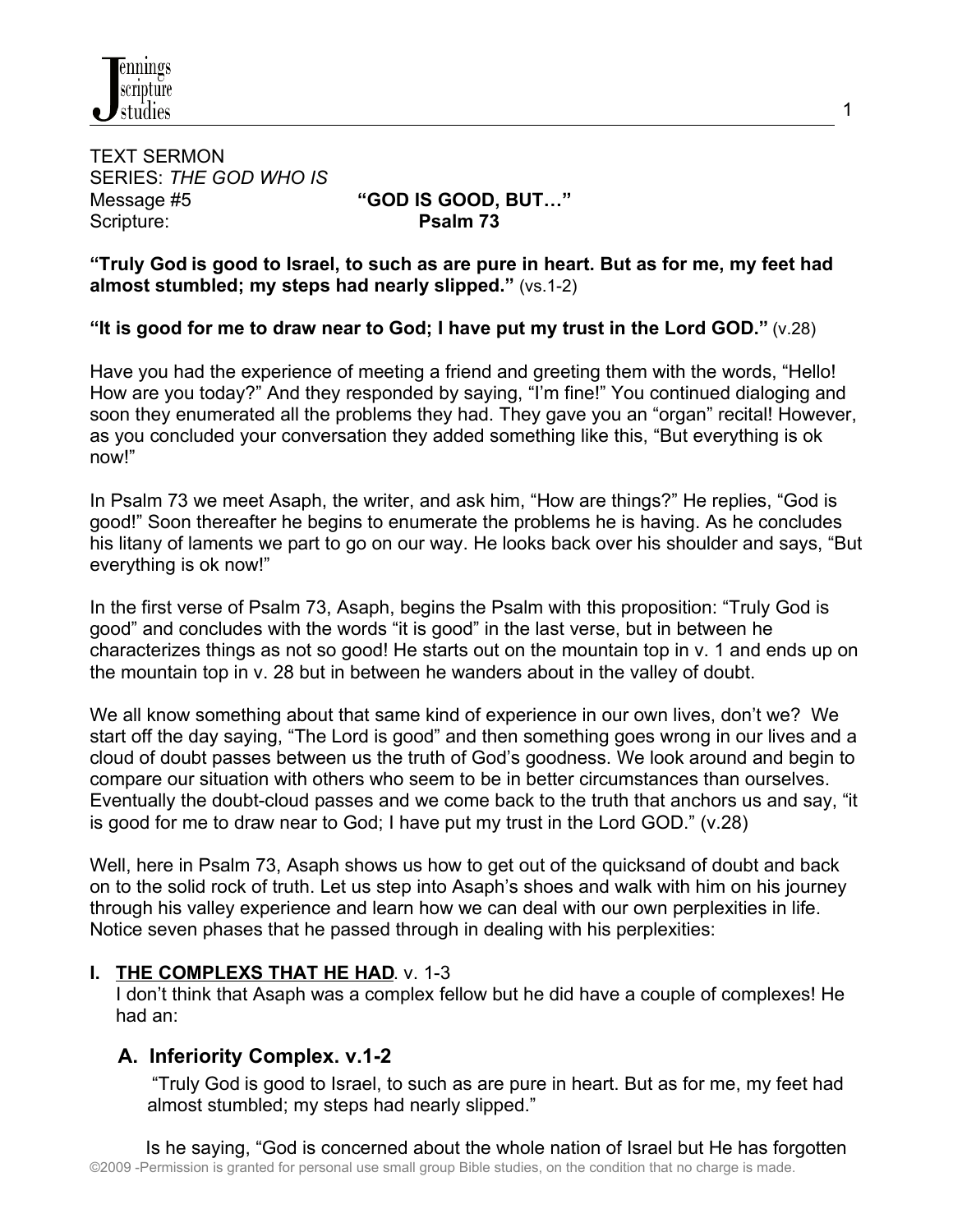TEXT SERMON
SERIES: *THE GOD WHO IS*
Message #5 **"GOD IS GOOD, BUT…"**
Scripture: **Psalm 73**

**"Truly God is good to Israel, to such as are pure in heart. But as for me, my feet had almost stumbled; my steps had nearly slipped."** (vs.1-2)

**"It is good for me to draw near to God; I have put my trust in the Lord GOD."** (v.28)

Have you had the experience of meeting a friend and greeting them with the words, "Hello! How are you today?" And they responded by saying, "I'm fine!" You continued dialoging and soon they enumerated all the problems they had. They gave you an "organ" recital! However, as you concluded your conversation they added something like this, "But everything is ok now!"

In Psalm 73 we meet Asaph, the writer, and ask him, "How are things?" He replies, "God is good!" Soon thereafter he begins to enumerate the problems he is having. As he concludes his litany of laments we part to go on our way. He looks back over his shoulder and says, "But everything is ok now!"

In the first verse of Psalm 73, Asaph, begins the Psalm with this proposition: "Truly God is good" and concludes with the words "it is good" in the last verse, but in between he characterizes things as not so good! He starts out on the mountain top in v. 1 and ends up on the mountain top in v. 28 but in between he wanders about in the valley of doubt.

We all know something about that same kind of experience in our own lives, don't we? We start off the day saying, "The Lord is good" and then something goes wrong in our lives and a cloud of doubt passes between us the truth of God's goodness. We look around and begin to compare our situation with others who seem to be in better circumstances than ourselves. Eventually the doubt-cloud passes and we come back to the truth that anchors us and say, "it is good for me to draw near to God; I have put my trust in the Lord GOD." (v.28)

Well, here in Psalm 73, Asaph shows us how to get out of the quicksand of doubt and back on to the solid rock of truth. Let us step into Asaph's shoes and walk with him on his journey through his valley experience and learn how we can deal with our own perplexities in life. Notice seven phases that he passed through in dealing with his perplexities:

## I. THE COMPLEXS THAT HE HAD. v. 1-3

I don't think that Asaph was a complex fellow but he did have a couple of complexes! He had an:

### A. Inferiority Complex. v.1-2

"Truly God is good to Israel, to such as are pure in heart. But as for me, my feet had almost stumbled; my steps had nearly slipped."

Is he saying, "God is concerned about the whole nation of Israel but He has forgotten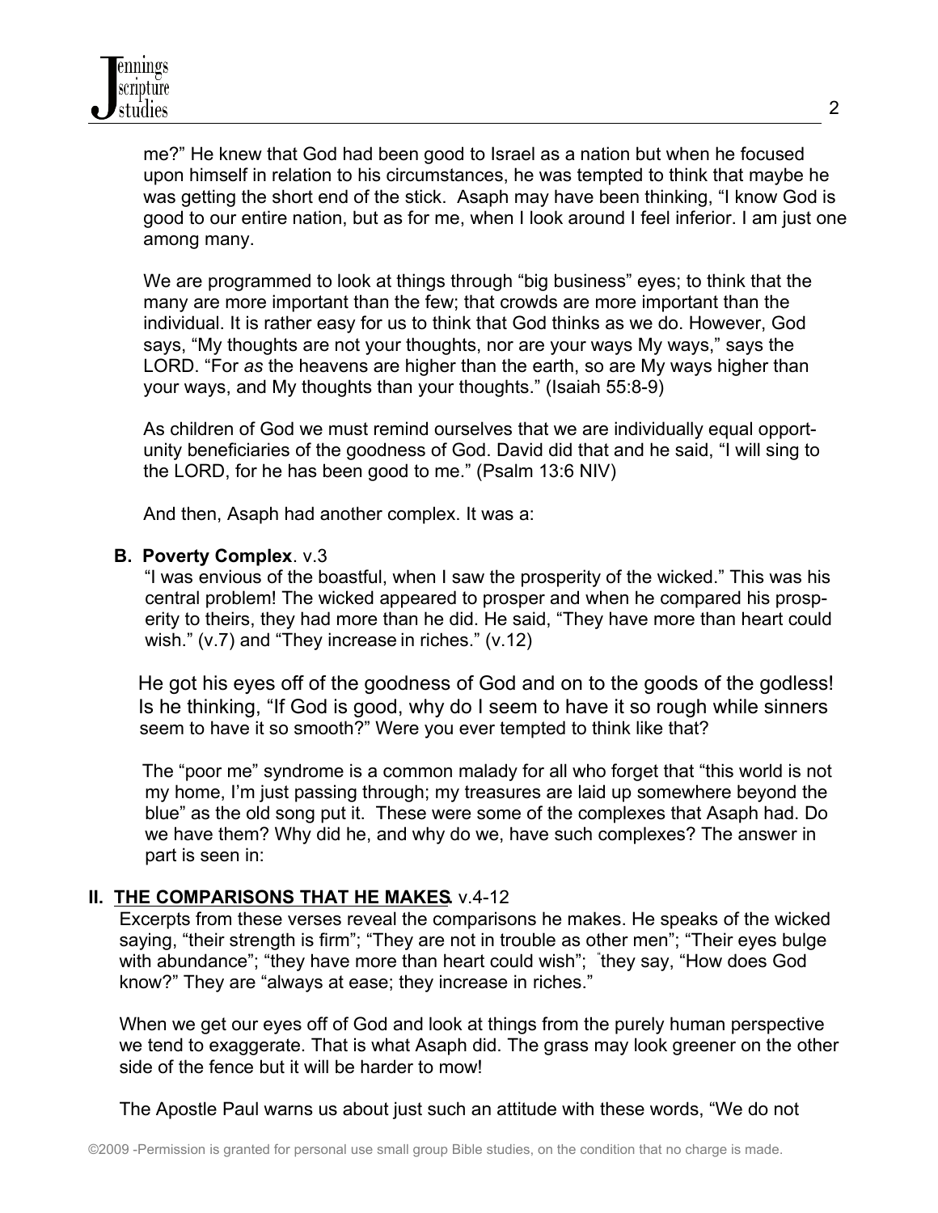me?" He knew that God had been good to Israel as a nation but when he focused upon himself in relation to his circumstances, he was tempted to think that maybe he was getting the short end of the stick. Asaph may have been thinking, "I know God is good to our entire nation, but as for me, when I look around I feel inferior. I am just one among many.

We are programmed to look at things through "big business" eyes; to think that the many are more important than the few; that crowds are more important than the individual. It is rather easy for us to think that God thinks as we do. However, God says, "My thoughts are not your thoughts, nor are your ways My ways," says the LORD. "For *as* the heavens are higher than the earth, so are My ways higher than your ways, and My thoughts than your thoughts." (Isaiah 55:8-9)

As children of God we must remind ourselves that we are individually equal opport-unity beneficiaries of the goodness of God. David did that and he said, "I will sing to the LORD, for he has been good to me." (Psalm 13:6 NIV)

And then, Asaph had another complex. It was a:

**B. Poverty Complex**. v.3

"I was envious of the boastful, when I saw the prosperity of the wicked." This was his central problem! The wicked appeared to prosper and when he compared his prosp-erity to theirs, they had more than he did. He said, "They have more than heart could wish." (v.7) and "They increase in riches." (v.12)

He got his eyes off of the goodness of God and on to the goods of the godless! Is he thinking, "If God is good, why do I seem to have it so rough while sinners seem to have it so smooth?" Were you ever tempted to think like that?

The "poor me" syndrome is a common malady for all who forget that "this world is not my home, I'm just passing through; my treasures are laid up somewhere beyond the blue" as the old song put it. These were some of the complexes that Asaph had. Do we have them? Why did he, and why do we, have such complexes? The answer in part is seen in:

## II. <u>THE COMPARISONS THAT HE MAKES</u>. v.4-12

Excerpts from these verses reveal the comparisons he makes. He speaks of the wicked saying, "their strength is firm"; "They are not in trouble as other men"; "Their eyes bulge with abundance"; "they have more than heart could wish"; "they say, "How does God know?" They are "always at ease; they increase in riches."

When we get our eyes off of God and look at things from the purely human perspective we tend to exaggerate. That is what Asaph did. The grass may look greener on the other side of the fence but it will be harder to mow!

The Apostle Paul warns us about just such an attitude with these words, "We do not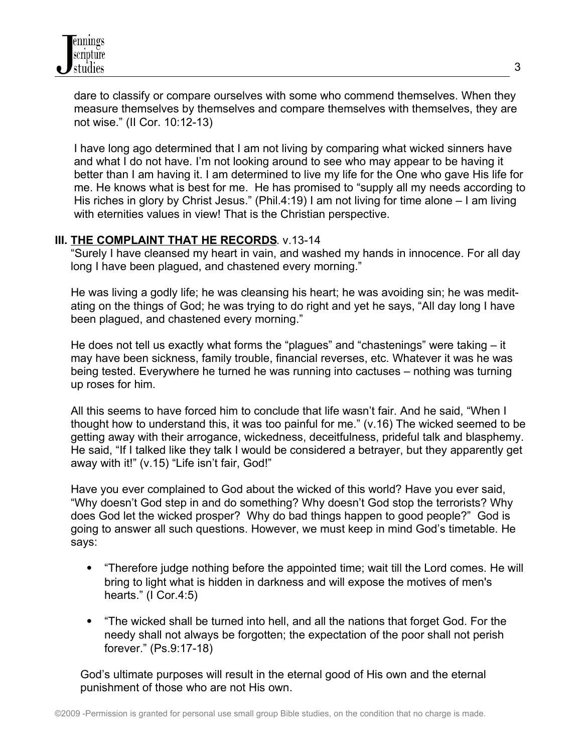dare to classify or compare ourselves with some who commend themselves. When they measure themselves by themselves and compare themselves with themselves, they are not wise." (II Cor. 10:12-13)

I have long ago determined that I am not living by comparing what wicked sinners have and what I do not have. I'm not looking around to see who may appear to be having it better than I am having it. I am determined to live my life for the One who gave His life for me. He knows what is best for me. He has promised to "supply all my needs according to His riches in glory by Christ Jesus." (Phil.4:19) I am not living for time alone – I am living with eternities values in view! That is the Christian perspective.

**III. THE COMPLAINT THAT HE RECORDS**. v.13-14

"Surely I have cleansed my heart in vain, and washed my hands in innocence. For all day long I have been plagued, and chastened every morning."

He was living a godly life; he was cleansing his heart; he was avoiding sin; he was meditating on the things of God; he was trying to do right and yet he says, "All day long I have been plagued, and chastened every morning."

He does not tell us exactly what forms the "plagues" and "chastenings" were taking – it may have been sickness, family trouble, financial reverses, etc. Whatever it was he was being tested. Everywhere he turned he was running into cactuses – nothing was turning up roses for him.

All this seems to have forced him to conclude that life wasn't fair. And he said, "When I thought how to understand this, it was too painful for me." (v.16) The wicked seemed to be getting away with their arrogance, wickedness, deceitfulness, prideful talk and blasphemy. He said, "If I talked like they talk I would be considered a betrayer, but they apparently get away with it!" (v.15) "Life isn't fair, God!"

Have you ever complained to God about the wicked of this world? Have you ever said, "Why doesn't God step in and do something? Why doesn't God stop the terrorists? Why does God let the wicked prosper? Why do bad things happen to good people?" God is going to answer all such questions. However, we must keep in mind God's timetable. He says:

- "Therefore judge nothing before the appointed time; wait till the Lord comes. He will bring to light what is hidden in darkness and will expose the motives of men's hearts." (I Cor.4:5)

- "The wicked shall be turned into hell, and all the nations that forget God. For the needy shall not always be forgotten; the expectation of the poor shall not perish forever." (Ps.9:17-18)

God's ultimate purposes will result in the eternal good of His own and the eternal punishment of those who are not His own.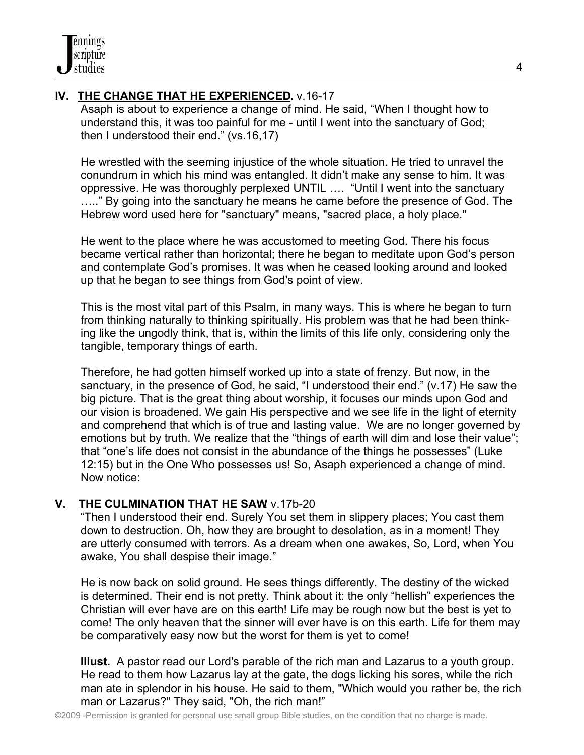## IV. THE CHANGE THAT HE EXPERIENCED. v.16-17

Asaph is about to experience a change of mind. He said, "When I thought how to understand this, it was too painful for me - until I went into the sanctuary of God; then I understood their end." (vs.16,17)

He wrestled with the seeming injustice of the whole situation. He tried to unravel the conundrum in which his mind was entangled. It didn't make any sense to him. It was oppressive. He was thoroughly perplexed UNTIL …. "Until I went into the sanctuary ….." By going into the sanctuary he means he came before the presence of God. The Hebrew word used here for "sanctuary" means, "sacred place, a holy place."

He went to the place where he was accustomed to meeting God. There his focus became vertical rather than horizontal; there he began to meditate upon God's person and contemplate God's promises. It was when he ceased looking around and looked up that he began to see things from God's point of view.

This is the most vital part of this Psalm, in many ways. This is where he began to turn from thinking naturally to thinking spiritually. His problem was that he had been thinking like the ungodly think, that is, within the limits of this life only, considering only the tangible, temporary things of earth.

Therefore, he had gotten himself worked up into a state of frenzy. But now, in the sanctuary, in the presence of God, he said, "I understood their end." (v.17) He saw the big picture. That is the great thing about worship, it focuses our minds upon God and our vision is broadened. We gain His perspective and we see life in the light of eternity and comprehend that which is of true and lasting value. We are no longer governed by emotions but by truth. We realize that the "things of earth will dim and lose their value"; that "one's life does not consist in the abundance of the things he possesses" (Luke 12:15) but in the One Who possesses us! So, Asaph experienced a change of mind. Now notice:

## V. THE CULMINATION THAT HE SAW v.17b-20

"Then I understood their end. Surely You set them in slippery places; You cast them down to destruction. Oh, how they are brought to desolation, as in a moment! They are utterly consumed with terrors. As a dream when one awakes, So, Lord, when You awake, You shall despise their image."

He is now back on solid ground. He sees things differently. The destiny of the wicked is determined. Their end is not pretty. Think about it: the only "hellish" experiences the Christian will ever have are on this earth! Life may be rough now but the best is yet to come! The only heaven that the sinner will ever have is on this earth. Life for them may be comparatively easy now but the worst for them is yet to come!

**Illust.** A pastor read our Lord's parable of the rich man and Lazarus to a youth group. He read to them how Lazarus lay at the gate, the dogs licking his sores, while the rich man ate in splendor in his house. He said to them, "Which would you rather be, the rich man or Lazarus?" They said, "Oh, the rich man!"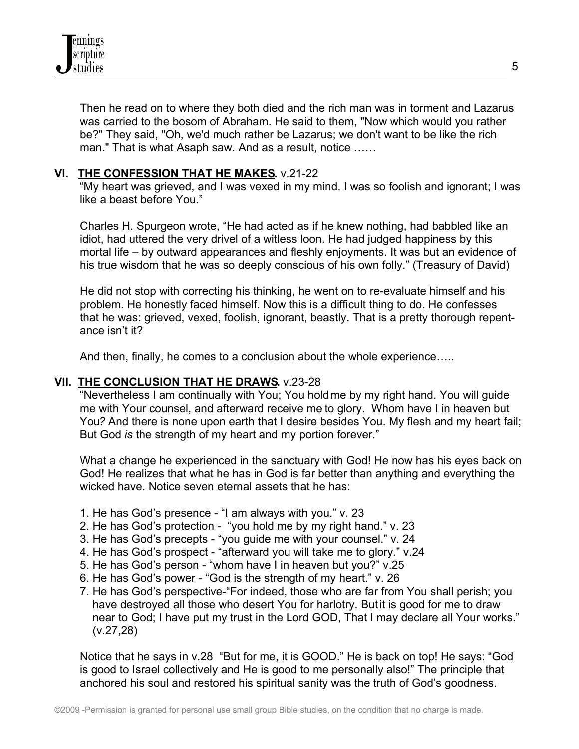Then he read on to where they both died and the rich man was in torment and Lazarus was carried to the bosom of Abraham. He said to them, "Now which would you rather be?" They said, "Oh, we'd much rather be Lazarus; we don't want to be like the rich man." That is what Asaph saw. And as a result, notice ……

## VI. <u>THE CONFESSION THAT HE MAKES</u>. v.21-22

"My heart was grieved, and I was vexed in my mind. I was so foolish and ignorant; I was like a beast before You."

Charles H. Spurgeon wrote, "He had acted as if he knew nothing, had babbled like an idiot, had uttered the very drivel of a witless loon. He had judged happiness by this mortal life – by outward appearances and fleshly enjoyments. It was but an evidence of his true wisdom that he was so deeply conscious of his own folly." (Treasury of David)

He did not stop with correcting his thinking, he went on to re-evaluate himself and his problem. He honestly faced himself. Now this is a difficult thing to do. He confesses that he was: grieved, vexed, foolish, ignorant, beastly. That is a pretty thorough repentance isn't it?

And then, finally, he comes to a conclusion about the whole experience…..

## VII. <u>THE CONCLUSION THAT HE DRAWS</u>. v.23-28

"Nevertheless I am continually with You; You hold me by my right hand. You will guide me with Your counsel, and afterward receive me to glory. Whom have I in heaven but You? And there is none upon earth that I desire besides You. My flesh and my heart fail; But God *is* the strength of my heart and my portion forever."

What a change he experienced in the sanctuary with God! He now has his eyes back on God! He realizes that what he has in God is far better than anything and everything the wicked have. Notice seven eternal assets that he has:

1. He has God's presence - "I am always with you." v. 23
2. He has God's protection - "you hold me by my right hand." v. 23
3. He has God's precepts - "you guide me with your counsel." v. 24
4. He has God's prospect - "afterward you will take me to glory." v.24
5. He has God's person - "whom have I in heaven but you?" v.25
6. He has God's power - "God is the strength of my heart." v. 26
7. He has God's perspective-"For indeed, those who are far from You shall perish; you have destroyed all those who desert You for harlotry. But it is good for me to draw near to God; I have put my trust in the Lord GOD, That I may declare all Your works." (v.27,28)

Notice that he says in v.28 "But for me, it is GOOD." He is back on top! He says: "God is good to Israel collectively and He is good to me personally also!" The principle that anchored his soul and restored his spiritual sanity was the truth of God's goodness.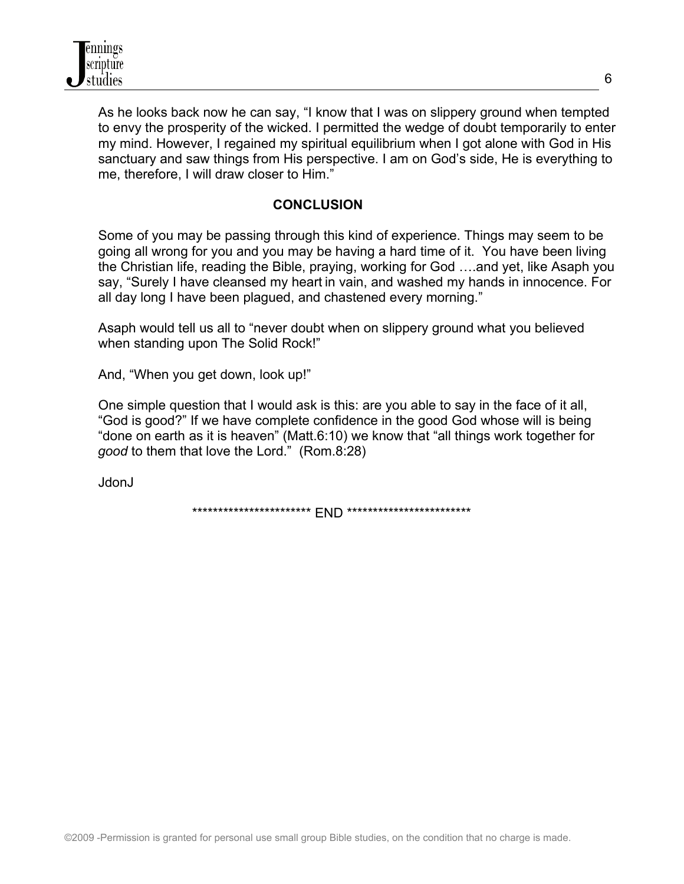As he looks back now he can say, "I know that I was on slippery ground when tempted to envy the prosperity of the wicked. I permitted the wedge of doubt temporarily to enter my mind. However, I regained my spiritual equilibrium when I got alone with God in His sanctuary and saw things from His perspective. I am on God's side, He is everything to me, therefore, I will draw closer to Him."

**CONCLUSION**

Some of you may be passing through this kind of experience. Things may seem to be going all wrong for you and you may be having a hard time of it. You have been living the Christian life, reading the Bible, praying, working for God ….and yet, like Asaph you say, "Surely I have cleansed my heart in vain, and washed my hands in innocence. For all day long I have been plagued, and chastened every morning."

Asaph would tell us all to "never doubt when on slippery ground what you believed when standing upon The Solid Rock!"

And, "When you get down, look up!"

One simple question that I would ask is this: are you able to say in the face of it all, "God is good?" If we have complete confidence in the good God whose will is being "done on earth as it is heaven" (Matt.6:10) we know that "all things work together for *good* to them that love the Lord." (Rom.8:28)

JdonJ

*********************** END ***********************

©2009 -Permission is granted for personal use small group Bible studies, on the condition that no charge is made.